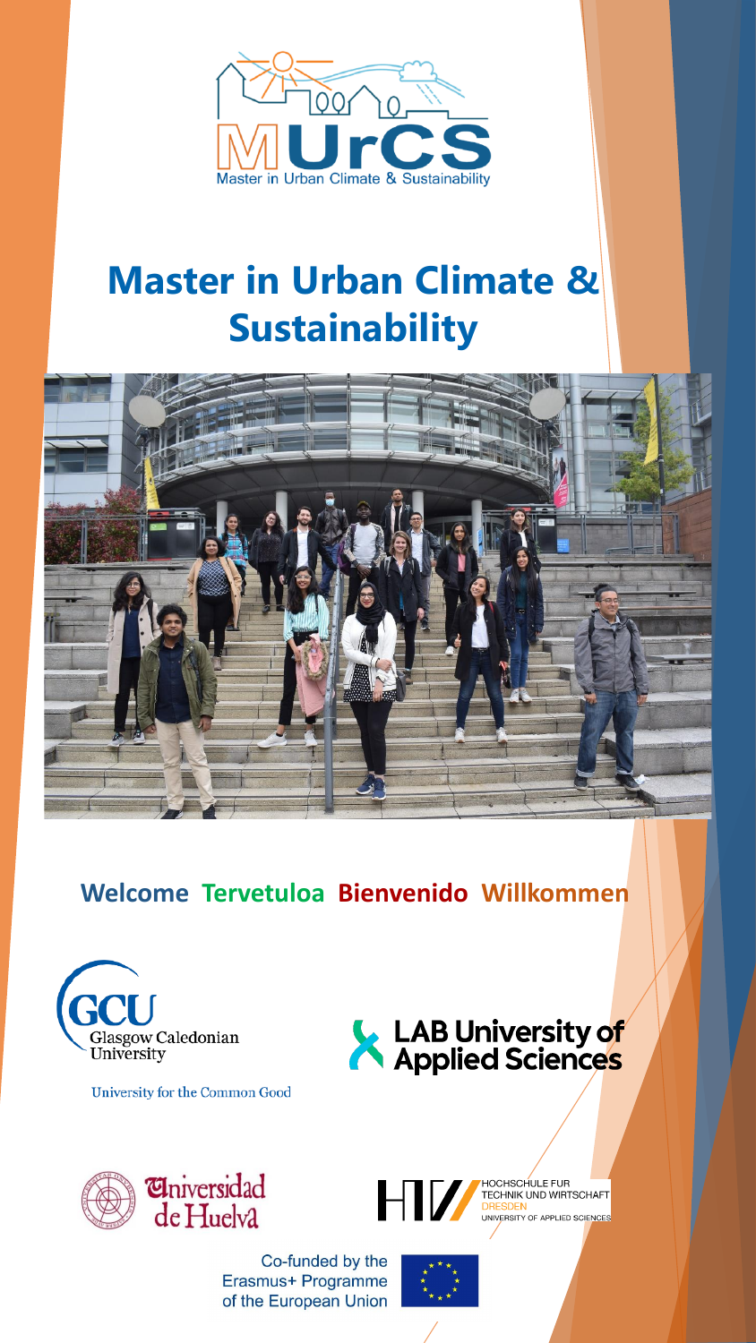MUrCS

Master in Urban Climate & Sustainability

# Master in Urban Climate & Sustainability

**Welcome Tervetuloa Bienvenido Willkommen**

GCU Glasgow Caledonian University

University for the Common Good

LAB University of Applied Sciences

Universidad de Huelva

HTW HOCHSCHULE FUR TECHNIK UND WIRTSCHAFT DRESDEN UNIVERSITY OF APPLIED SCIENCES

Co-funded by the Erasmus+ Programme of the European Union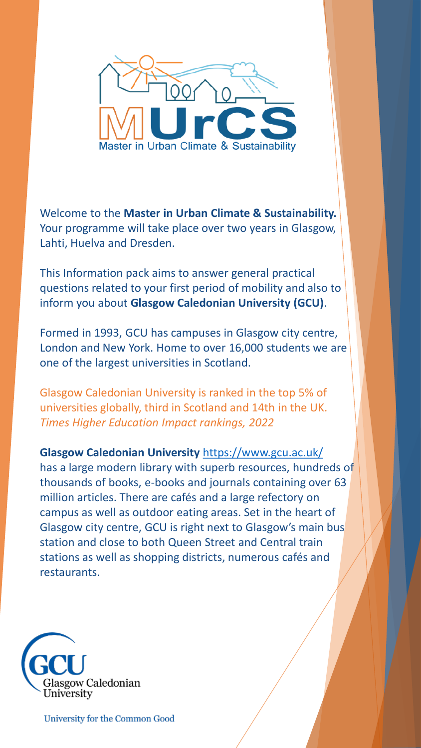MUrCS

Master in Urban Climate & Sustainability

Welcome to the **Master in Urban Climate & Sustainability.** Your programme will take place over two years in Glasgow, Lahti, Huelva and Dresden.

This Information pack aims to answer general practical questions related to your first period of mobility and also to inform you about **Glasgow Caledonian University (GCU)**.

Formed in 1993, GCU has campuses in Glasgow city centre, London and New York. Home to over 16,000 students we are one of the largest universities in Scotland.

Glasgow Caledonian University is ranked in the top 5% of universities globally, third in Scotland and 14th in the UK.
*Times Higher Education Impact rankings, 2022*

**Glasgow Caledonian University** https://www.gcu.ac.uk/ has a large modern library with superb resources, hundreds of thousands of books, e-books and journals containing over 63 million articles. There are cafés and a large refectory on campus as well as outdoor eating areas. Set in the heart of Glasgow city centre, GCU is right next to Glasgow's main bus station and close to both Queen Street and Central train stations as well as shopping districts, numerous cafés and restaurants.

GCU Glasgow Caledonian University

University for the Common Good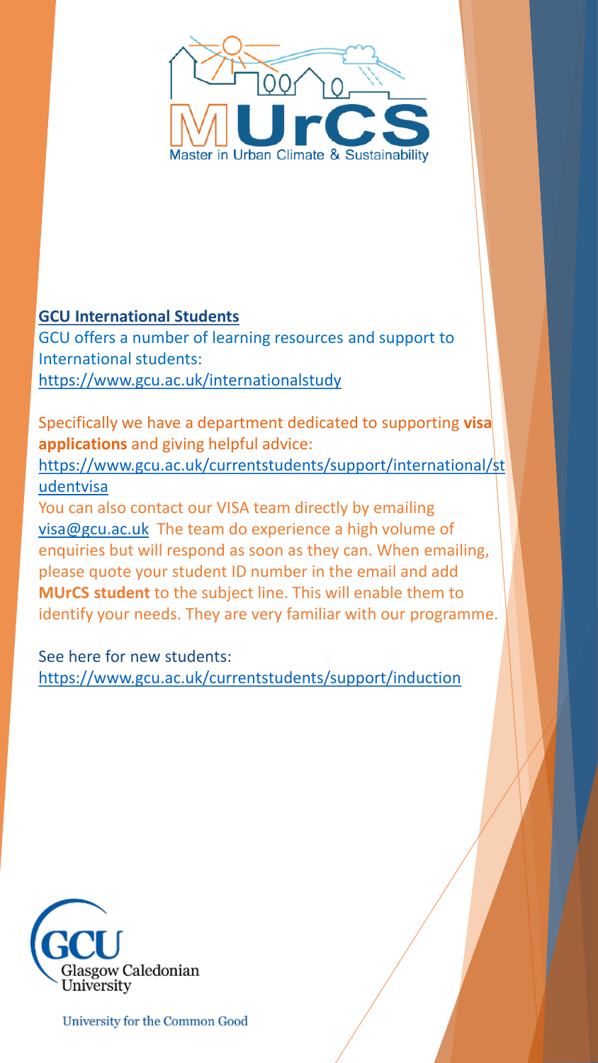## GCU International Students

GCU offers a number of learning resources and support to International students:
https://www.gcu.ac.uk/internationalstudy

Specifically we have a department dedicated to supporting **visa applications** and giving helpful advice:
https://www.gcu.ac.uk/currentstudents/support/international/studentvisa

You can also contact our VISA team directly by emailing visa@gcu.ac.uk The team do experience a high volume of enquiries but will respond as soon as they can. When emailing, please quote your student ID number in the email and add **MUrCS student** to the subject line. This will enable them to identify your needs. They are very familiar with our programme.

See here for new students:
https://www.gcu.ac.uk/currentstudents/support/induction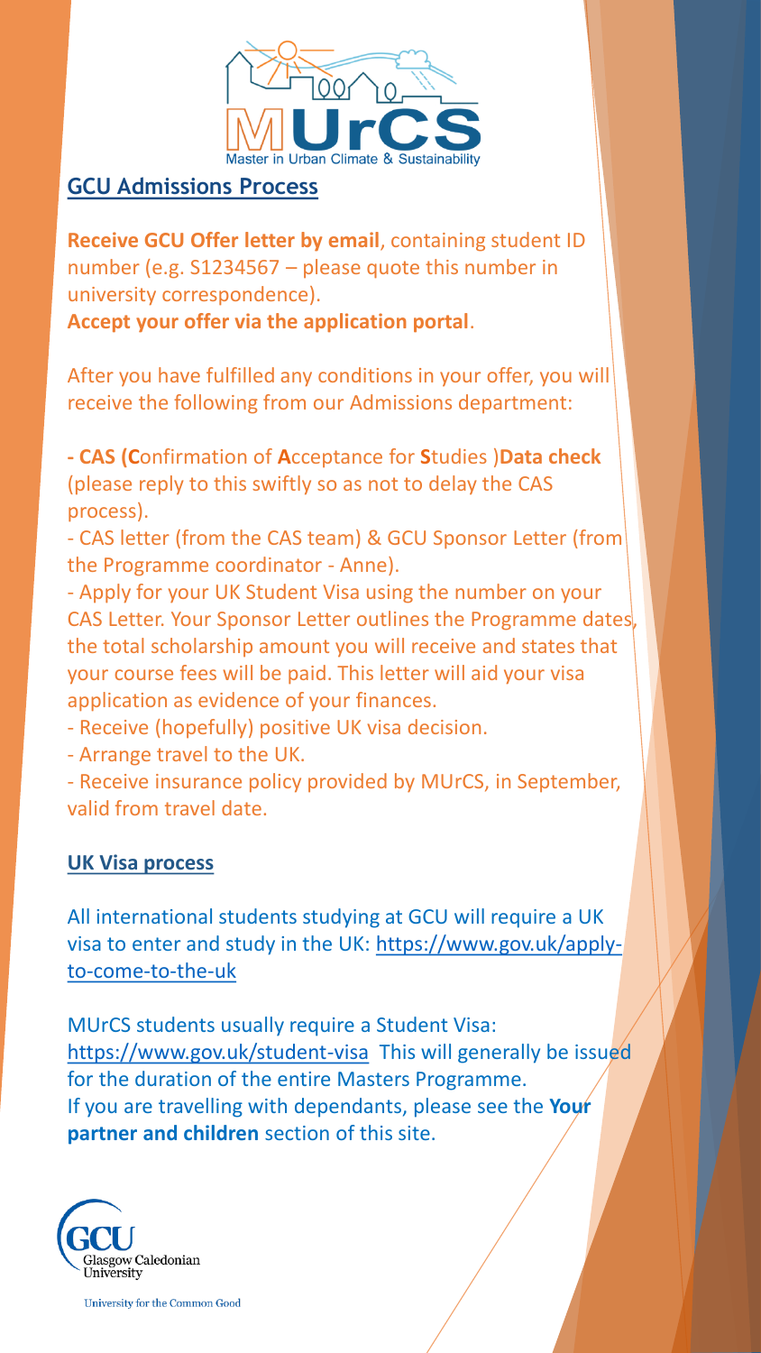## GCU Admissions Process

**Receive GCU Offer letter by email**, containing student ID number (e.g. S1234567 – please quote this number in university correspondence).
**Accept your offer via the application portal**.

After you have fulfilled any conditions in your offer, you will receive the following from our Admissions department:

**- CAS (C**onfirmation of **A**cceptance for **S**tudies )**Data check** (please reply to this swiftly so as not to delay the CAS process).
- CAS letter (from the CAS team) & GCU Sponsor Letter (from the Programme coordinator - Anne).
- Apply for your UK Student Visa using the number on your CAS Letter. Your Sponsor Letter outlines the Programme dates, the total scholarship amount you will receive and states that your course fees will be paid. This letter will aid your visa application as evidence of your finances.
- Receive (hopefully) positive UK visa decision.
- Arrange travel to the UK.
- Receive insurance policy provided by MUrCS, in September, valid from travel date.

## UK Visa process

All international students studying at GCU will require a UK visa to enter and study in the UK: https://www.gov.uk/apply-to-come-to-the-uk

MUrCS students usually require a Student Visa: https://www.gov.uk/student-visa This will generally be issued for the duration of the entire Masters Programme.
If you are travelling with dependants, please see the **Your partner and children** section of this site.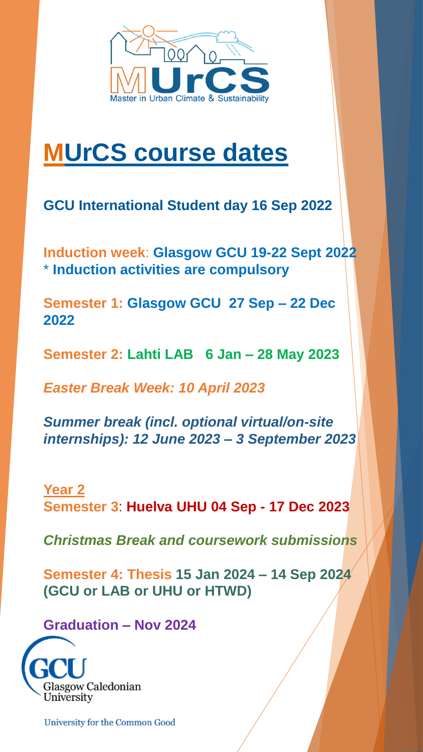MUrCS
Master in Urban Climate & Sustainability

# MUrCS course dates

**GCU International Student day 16 Sep 2022**

**Induction week: Glasgow GCU 19-22 Sept 2022**
\* **Induction activities are compulsory**

**Semester 1: Glasgow GCU 27 Sep – 22 Dec 2022**

**Semester 2: Lahti LAB 6 Jan – 28 May 2023**

***Easter Break Week: 10 April 2023***

***Summer break (incl. optional virtual/on-site internships): 12 June 2023 – 3 September 2023***

**Year 2**
**Semester 3: Huelva UHU 04 Sep - 17 Dec 2023**

***Christmas Break and coursework submissions***

**Semester 4: Thesis 15 Jan 2024 – 14 Sep 2024 (GCU or LAB or UHU or HTWD)**

**Graduation – Nov 2024**

GCU Glasgow Caledonian University

University for the Common Good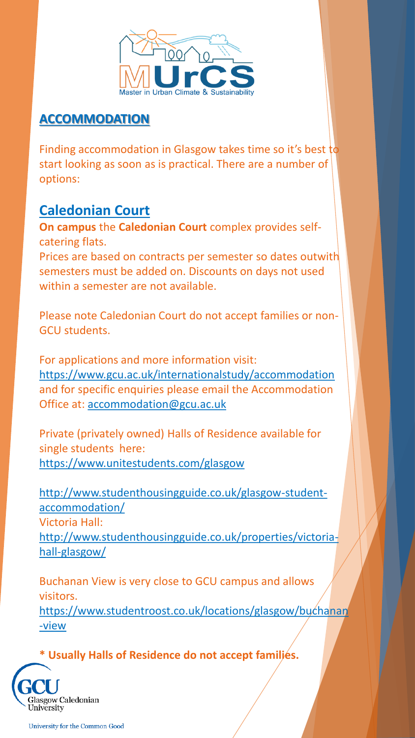## ACCOMMODATION

Finding accommodation in Glasgow takes time so it's best to start looking as soon as is practical. There are a number of options:

### Caledonian Court

**On campus** the **Caledonian Court** complex provides self-catering flats.

Prices are based on contracts per semester so dates outwith semesters must be added on. Discounts on days not used within a semester are not available.

Please note Caledonian Court do not accept families or non-GCU students.

For applications and more information visit: https://www.gcu.ac.uk/internationalstudy/accommodation and for specific enquiries please email the Accommodation Office at: accommodation@gcu.ac.uk

Private (privately owned) Halls of Residence available for single students here:
https://www.unitestudents.com/glasgow

http://www.studenthousingguide.co.uk/glasgow-student-accommodation/

Victoria Hall:
http://www.studenthousingguide.co.uk/properties/victoria-hall-glasgow/

Buchanan View is very close to GCU campus and allows visitors.
https://www.studentroost.co.uk/locations/glasgow/buchanan-view

**\* Usually Halls of Residence do not accept families.**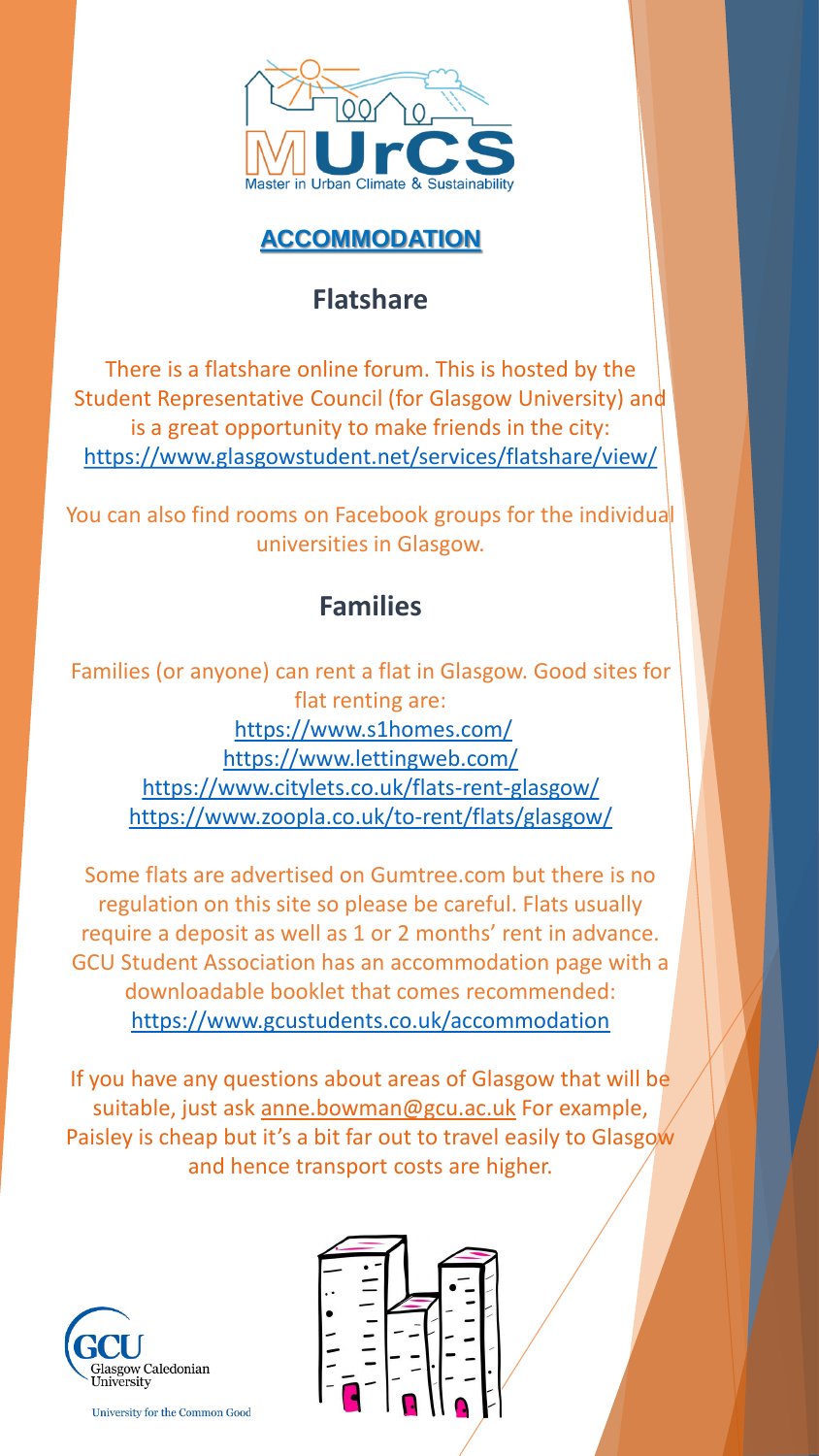## ACCOMMODATION

### Flatshare

There is a flatshare online forum. This is hosted by the Student Representative Council (for Glasgow University) and is a great opportunity to make friends in the city: https://www.glasgowstudent.net/services/flatshare/view/

You can also find rooms on Facebook groups for the individual universities in Glasgow.

### Families

Families (or anyone) can rent a flat in Glasgow. Good sites for flat renting are:
https://www.s1homes.com/
https://www.lettingweb.com/
https://www.citylets.co.uk/flats-rent-glasgow/
https://www.zoopla.co.uk/to-rent/flats/glasgow/

Some flats are advertised on Gumtree.com but there is no regulation on this site so please be careful. Flats usually require a deposit as well as 1 or 2 months' rent in advance. GCU Student Association has an accommodation page with a downloadable booklet that comes recommended: https://www.gcustudents.co.uk/accommodation

If you have any questions about areas of Glasgow that will be suitable, just ask anne.bowman@gcu.ac.uk For example, Paisley is cheap but it's a bit far out to travel easily to Glasgow and hence transport costs are higher.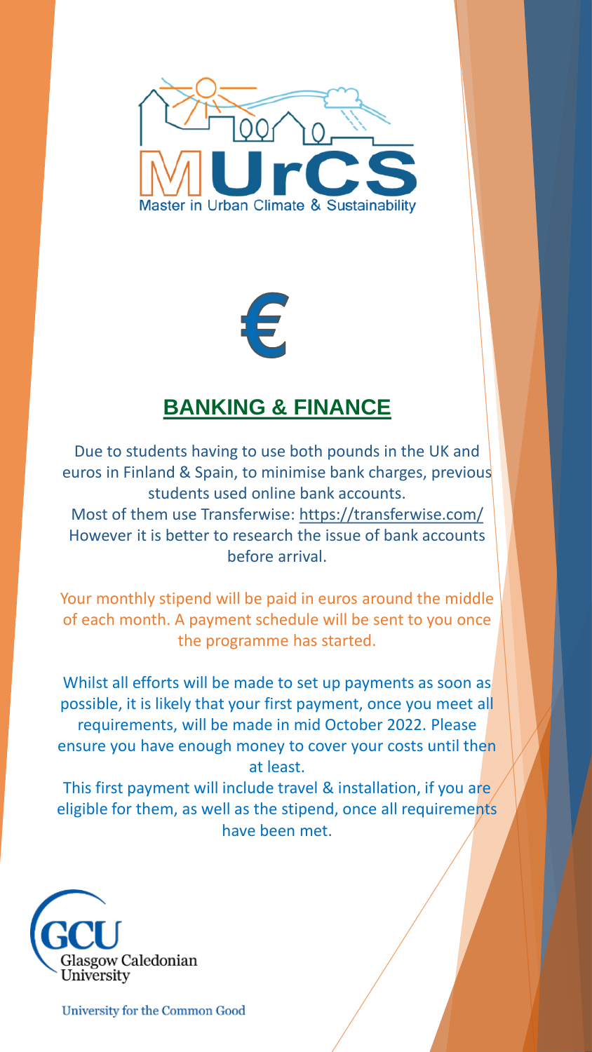# BANKING & FINANCE

Due to students having to use both pounds in the UK and euros in Finland & Spain, to minimise bank charges, previous students used online bank accounts.
Most of them use Transferwise: https://transferwise.com/
However it is better to research the issue of bank accounts before arrival.

Your monthly stipend will be paid in euros around the middle of each month. A payment schedule will be sent to you once the programme has started.

Whilst all efforts will be made to set up payments as soon as possible, it is likely that your first payment, once you meet all requirements, will be made in mid October 2022. Please ensure you have enough money to cover your costs until then at least.
This first payment will include travel & installation, if you are eligible for them, as well as the stipend, once all requirements have been met.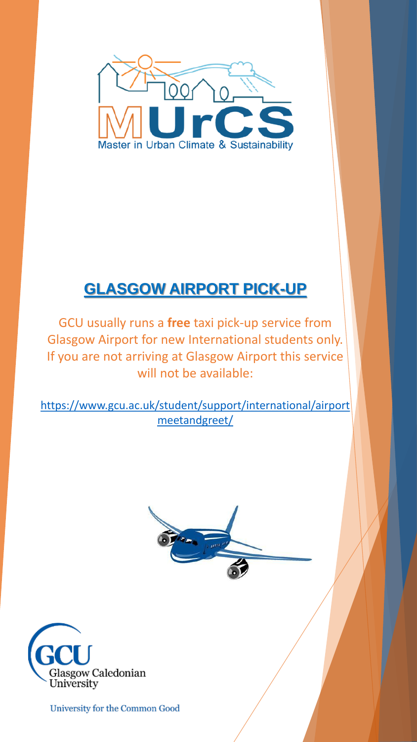Master in Urban Climate & Sustainability

## GLASGOW AIRPORT PICK-UP

GCU usually runs a **free** taxi pick-up service from Glasgow Airport for new International students only. If you are not arriving at Glasgow Airport this service will not be available:

https://www.gcu.ac.uk/student/support/international/airportmeetandgreet/

Glasgow Caledonian University

University for the Common Good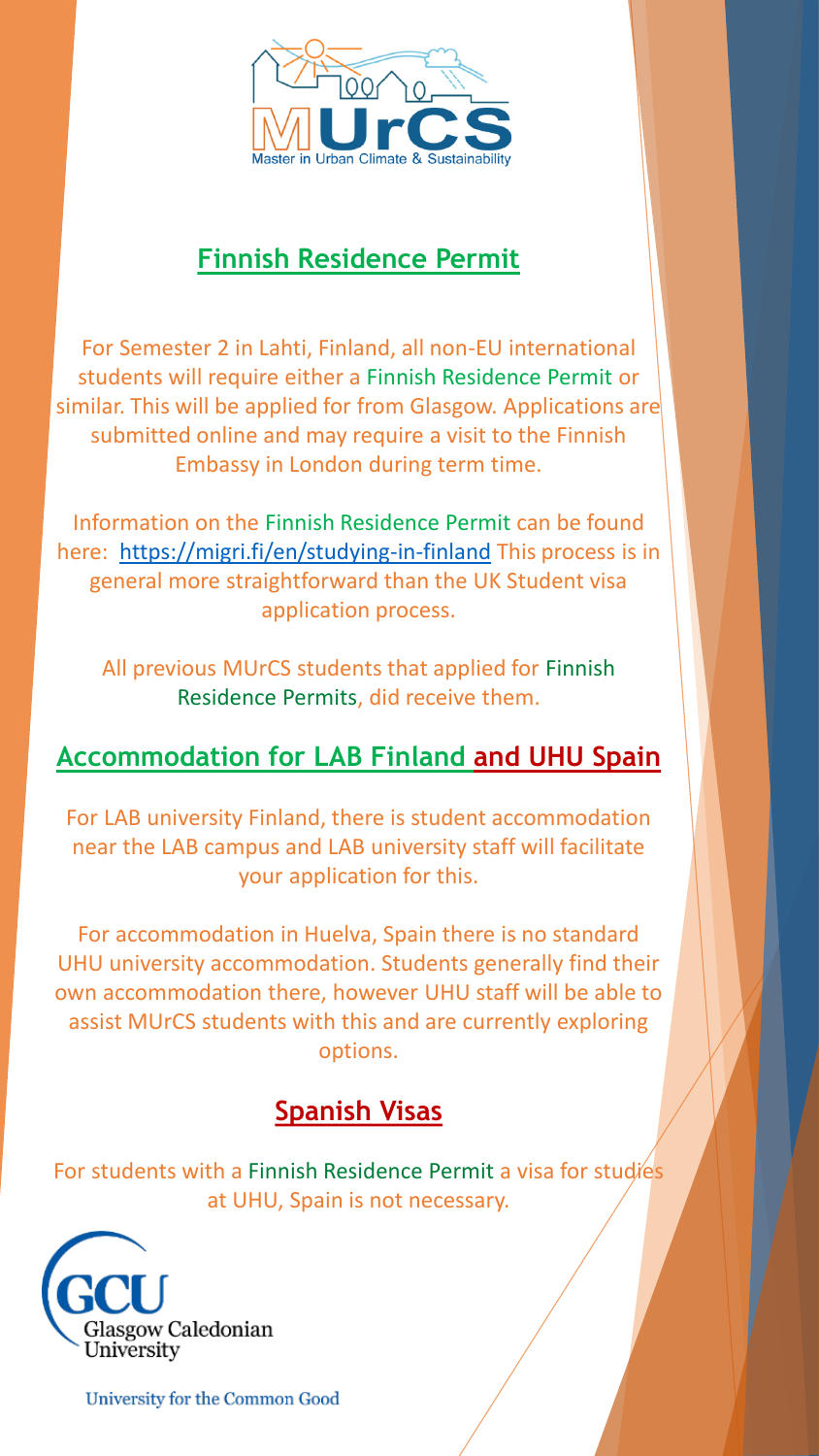## Finnish Residence Permit

For Semester 2 in Lahti, Finland, all non-EU international students will require either a Finnish Residence Permit or similar. This will be applied for from Glasgow. Applications are submitted online and may require a visit to the Finnish Embassy in London during term time.

Information on the Finnish Residence Permit can be found here: https://migri.fi/en/studying-in-finland This process is in general more straightforward than the UK Student visa application process.

All previous MUrCS students that applied for Finnish Residence Permits, did receive them.

## Accommodation for LAB Finland and UHU Spain

For LAB university Finland, there is student accommodation near the LAB campus and LAB university staff will facilitate your application for this.

For accommodation in Huelva, Spain there is no standard UHU university accommodation. Students generally find their own accommodation there, however UHU staff will be able to assist MUrCS students with this and are currently exploring options.

## Spanish Visas

For students with a Finnish Residence Permit a visa for studies at UHU, Spain is not necessary.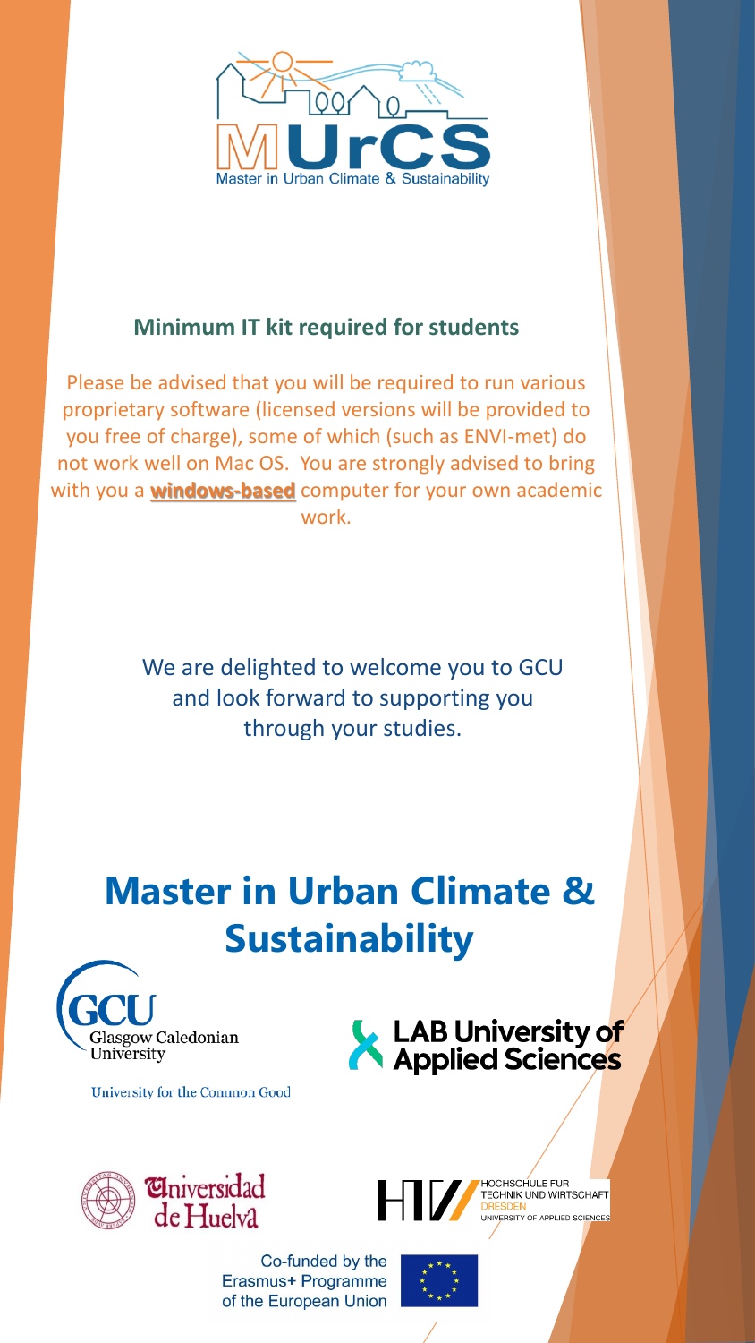MUrCS
Master in Urban Climate & Sustainability

## Minimum IT kit required for students

Please be advised that you will be required to run various proprietary software (licensed versions will be provided to you free of charge), some of which (such as ENVI-met) do not work well on Mac OS. You are strongly advised to bring with you a **windows-based** computer for your own academic work.

We are delighted to welcome you to GCU and look forward to supporting you through your studies.

# Master in Urban Climate & Sustainability

GCU Glasgow Caledonian University

University for the Common Good

LAB University of Applied Sciences

Universidad de Huelva

HTW Hochschule für Technik und Wirtschaft Dresden University of Applied Sciences

Co-funded by the Erasmus+ Programme of the European Union